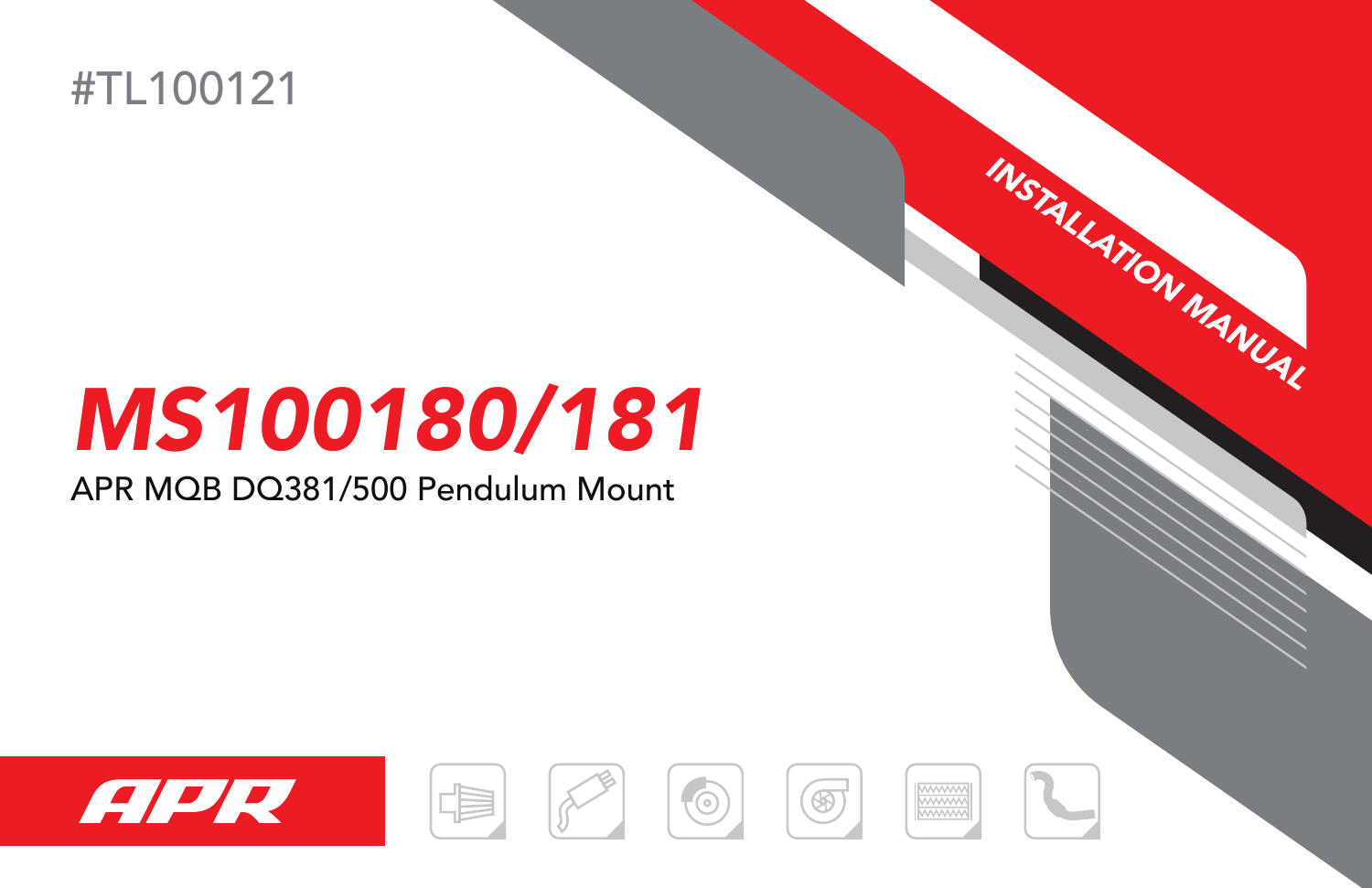#TL100121

INSTALLATION MANUAL

# MS100180/181

APR MQB DQ381/500 Pendulum Mount

APR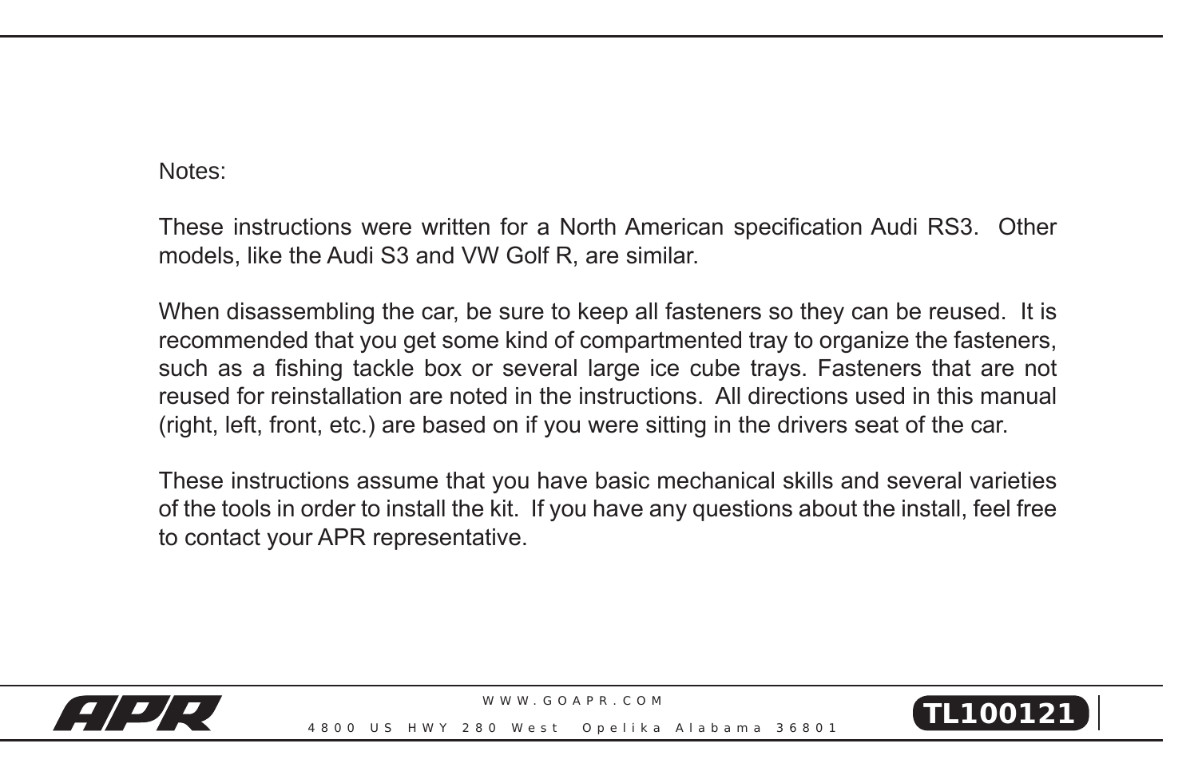Notes:

These instructions were written for a North American specification Audi RS3. Other models, like the Audi S3 and VW Golf R, are similar.

When disassembling the car, be sure to keep all fasteners so they can be reused. It is recommended that you get some kind of compartmented tray to organize the fasteners, such as a fishing tackle box or several large ice cube trays. Fasteners that are not reused for reinstallation are noted in the instructions. All directions used in this manual (right, left, front, etc.) are based on if you were sitting in the drivers seat of the car.

These instructions assume that you have basic mechanical skills and several varieties of the tools in order to install the kit. If you have any questions about the install, feel free to contact your APR representative.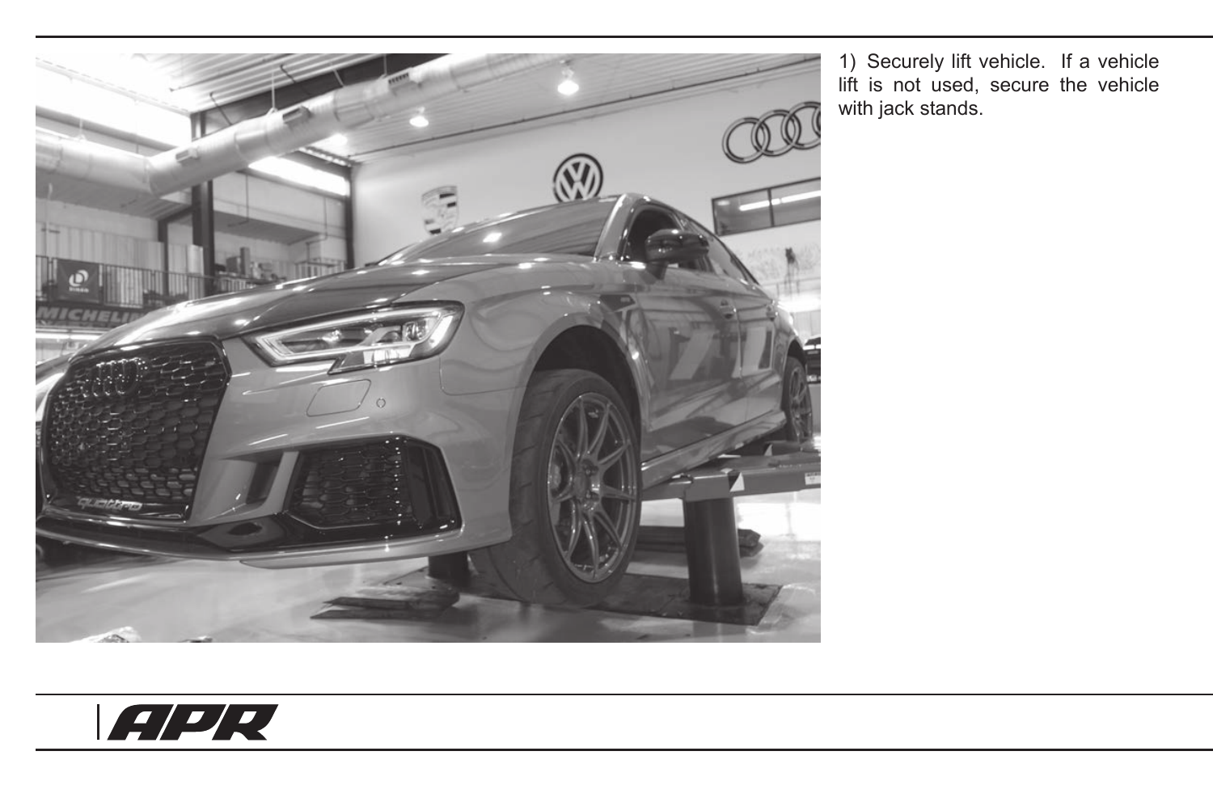1) Securely lift vehicle. If a vehicle lift is not used, secure the vehicle with jack stands.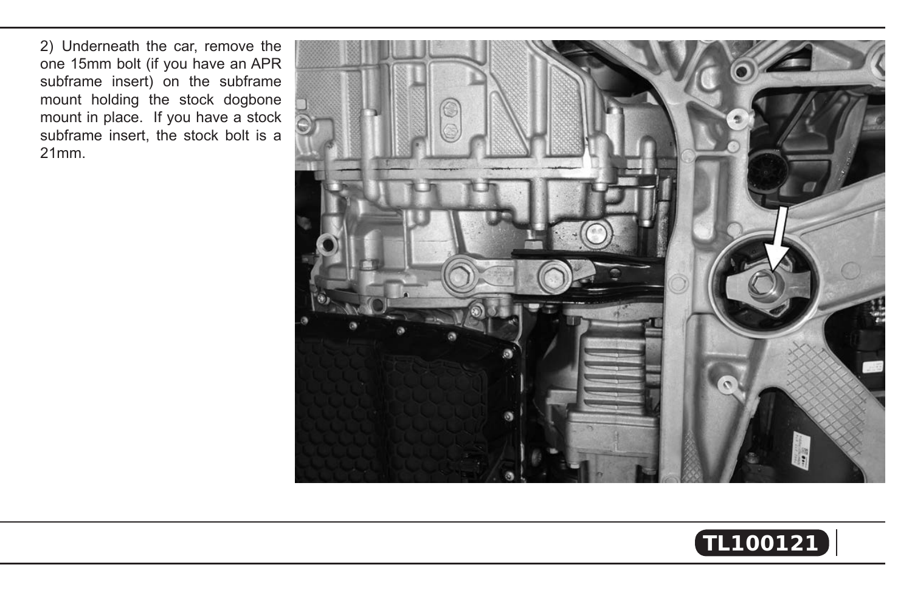2) Underneath the car, remove the one 15mm bolt (if you have an APR subframe insert) on the subframe mount holding the stock dogbone mount in place. If you have a stock subframe insert, the stock bolt is a 21mm.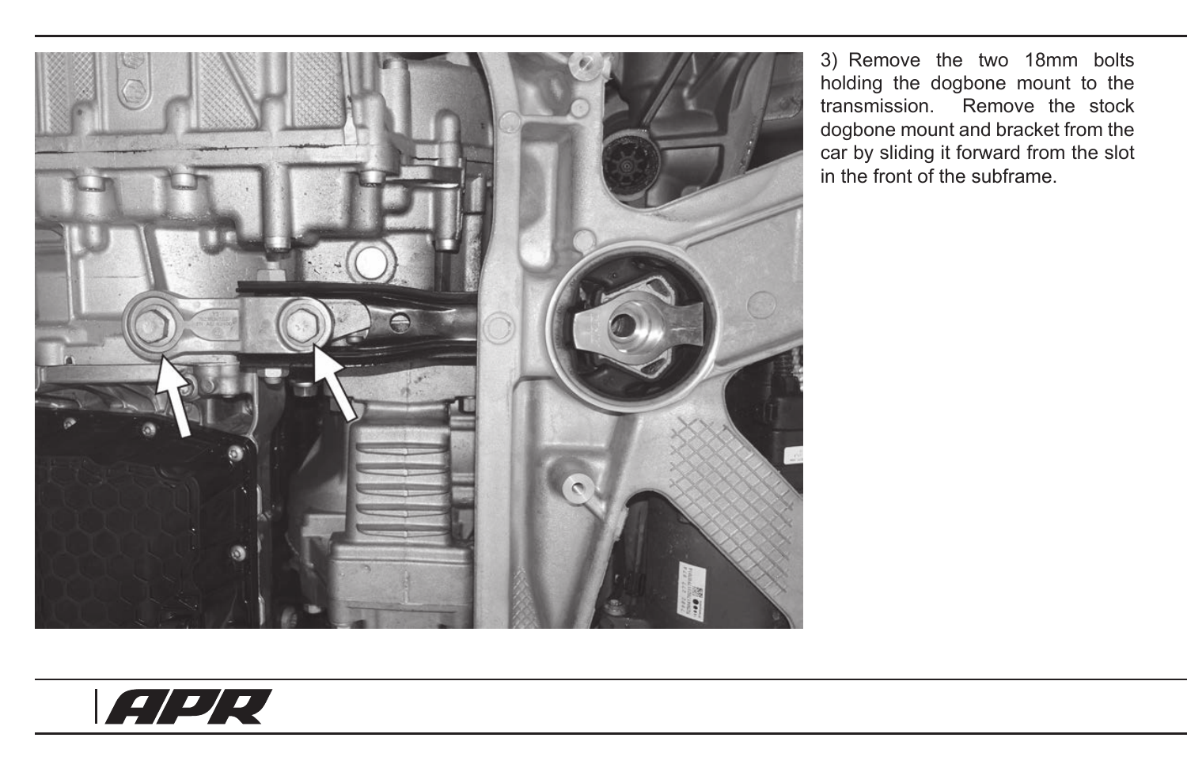3) Remove the two 18mm bolts holding the dogbone mount to the transmission. Remove the stock dogbone mount and bracket from the car by sliding it forward from the slot in the front of the subframe.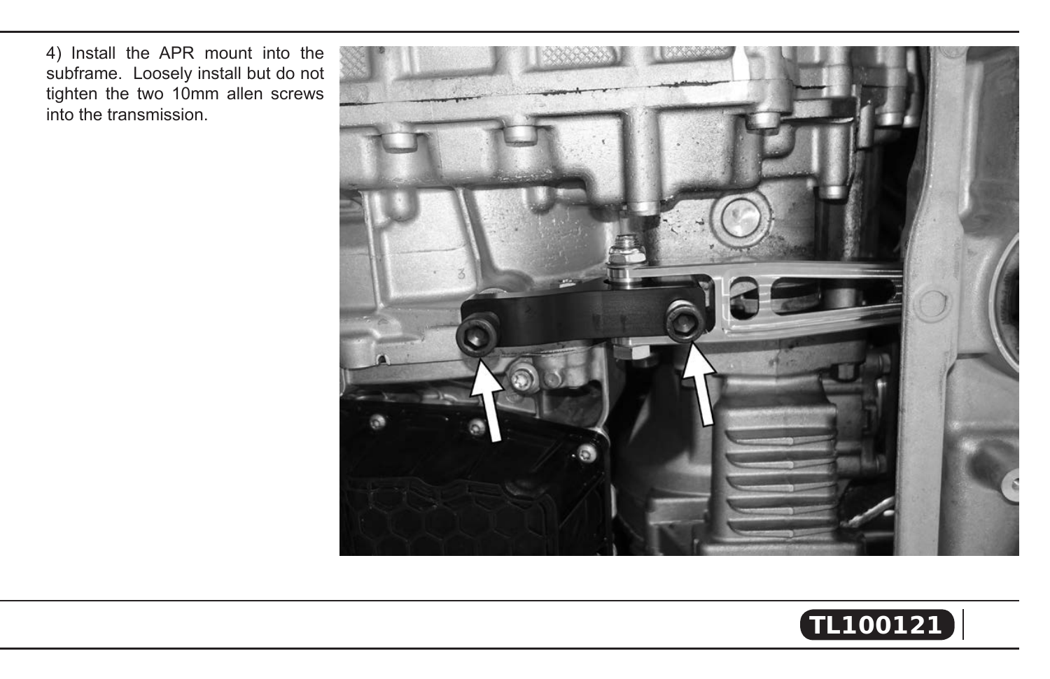4) Install the APR mount into the subframe. Loosely install but do not tighten the two 10mm allen screws into the transmission.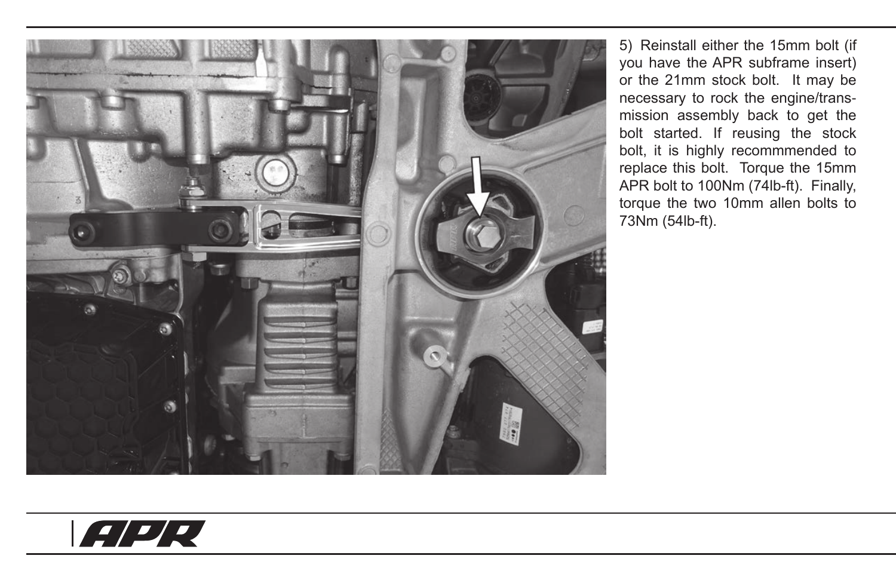5) Reinstall either the 15mm bolt (if you have the APR subframe insert) or the 21mm stock bolt. It may be necessary to rock the engine/transmission assembly back to get the bolt started. If reusing the stock bolt, it is highly recommmended to replace this bolt. Torque the 15mm APR bolt to 100Nm (74lb-ft). Finally, torque the two 10mm allen bolts to 73Nm (54lb-ft).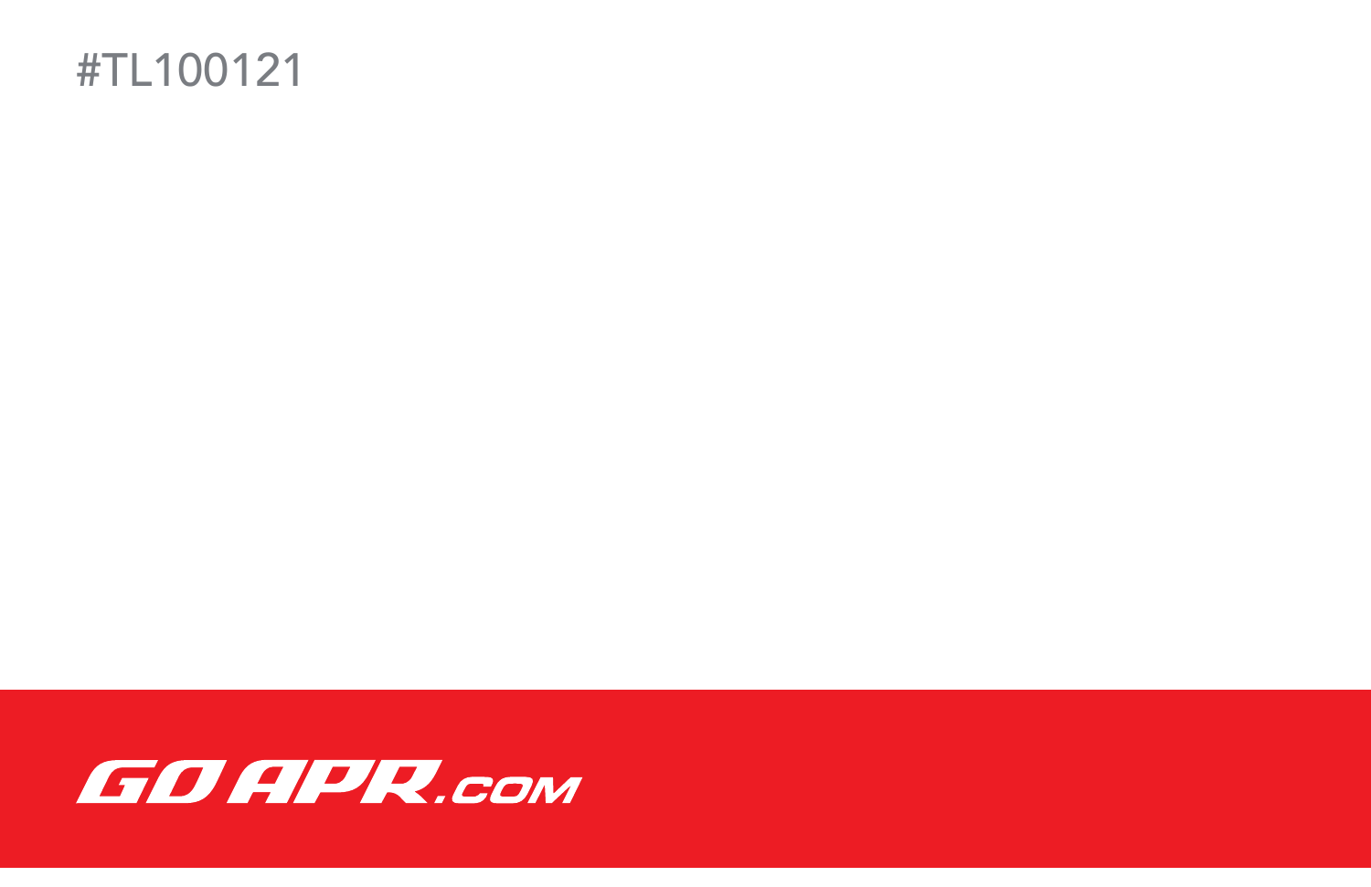#TL100121

GO APR.com